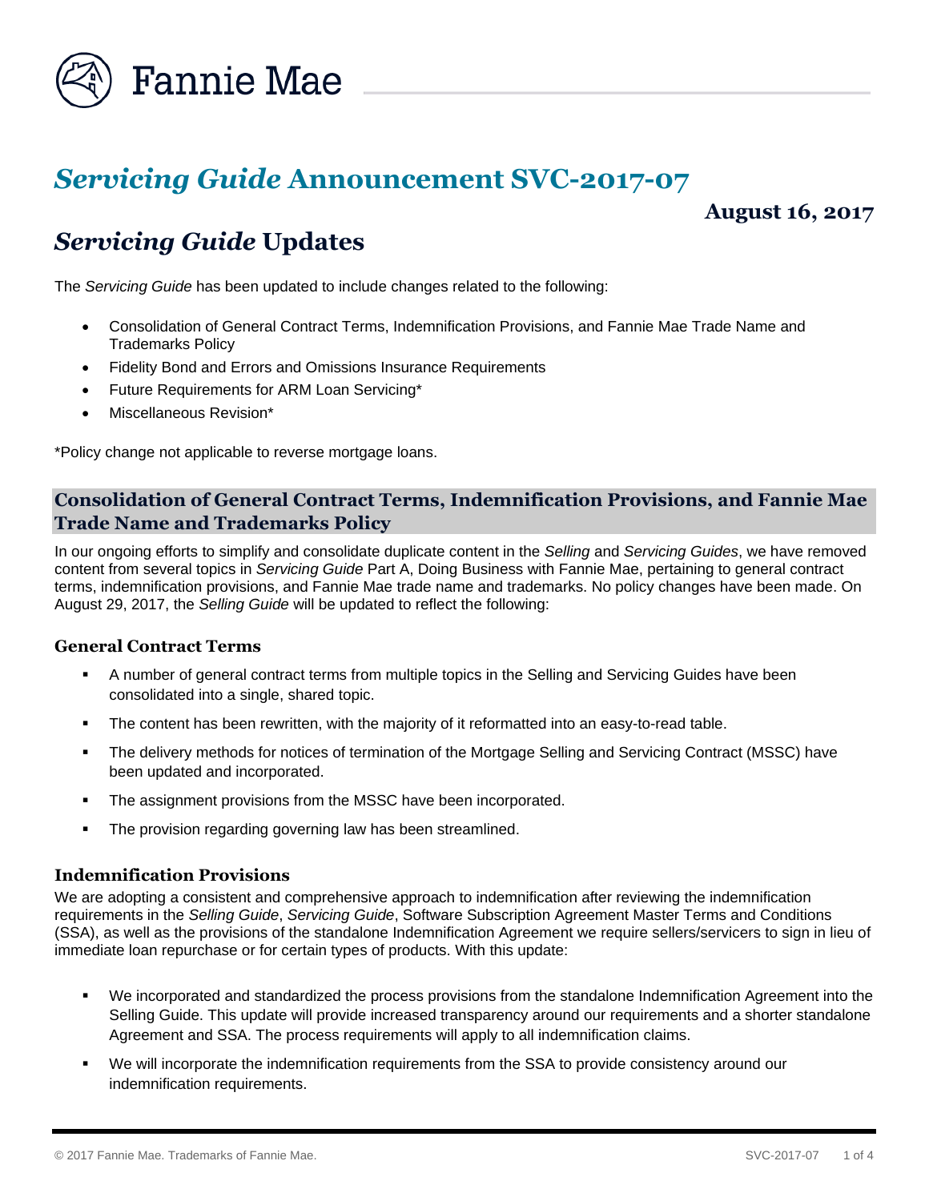Fannie Mae

# *Servicing Guide* Announcement SVC-2017-07

**August 16, 2017**

## *Servicing Guide* Updates

The *Servicing Guide* has been updated to include changes related to the following:

- Consolidation of General Contract Terms, Indemnification Provisions, and Fannie Mae Trade Name and Trademarks Policy
- Fidelity Bond and Errors and Omissions Insurance Requirements
- Future Requirements for ARM Loan Servicing*
- Miscellaneous Revision*

*Policy change not applicable to reverse mortgage loans.

## Consolidation of General Contract Terms, Indemnification Provisions, and Fannie Mae Trade Name and Trademarks Policy

In our ongoing efforts to simplify and consolidate duplicate content in the *Selling* and *Servicing Guides*, we have removed content from several topics in *Servicing Guide* Part A, Doing Business with Fannie Mae, pertaining to general contract terms, indemnification provisions, and Fannie Mae trade name and trademarks. No policy changes have been made. On August 29, 2017, the *Selling Guide* will be updated to reflect the following:

### General Contract Terms

- A number of general contract terms from multiple topics in the Selling and Servicing Guides have been consolidated into a single, shared topic.
- The content has been rewritten, with the majority of it reformatted into an easy-to-read table.
- The delivery methods for notices of termination of the Mortgage Selling and Servicing Contract (MSSC) have been updated and incorporated.
- The assignment provisions from the MSSC have been incorporated.
- The provision regarding governing law has been streamlined.

### Indemnification Provisions

We are adopting a consistent and comprehensive approach to indemnification after reviewing the indemnification requirements in the *Selling Guide*, *Servicing Guide*, Software Subscription Agreement Master Terms and Conditions (SSA), as well as the provisions of the standalone Indemnification Agreement we require sellers/servicers to sign in lieu of immediate loan repurchase or for certain types of products. With this update:

- We incorporated and standardized the process provisions from the standalone Indemnification Agreement into the Selling Guide. This update will provide increased transparency around our requirements and a shorter standalone Agreement and SSA. The process requirements will apply to all indemnification claims.
- We will incorporate the indemnification requirements from the SSA to provide consistency around our indemnification requirements.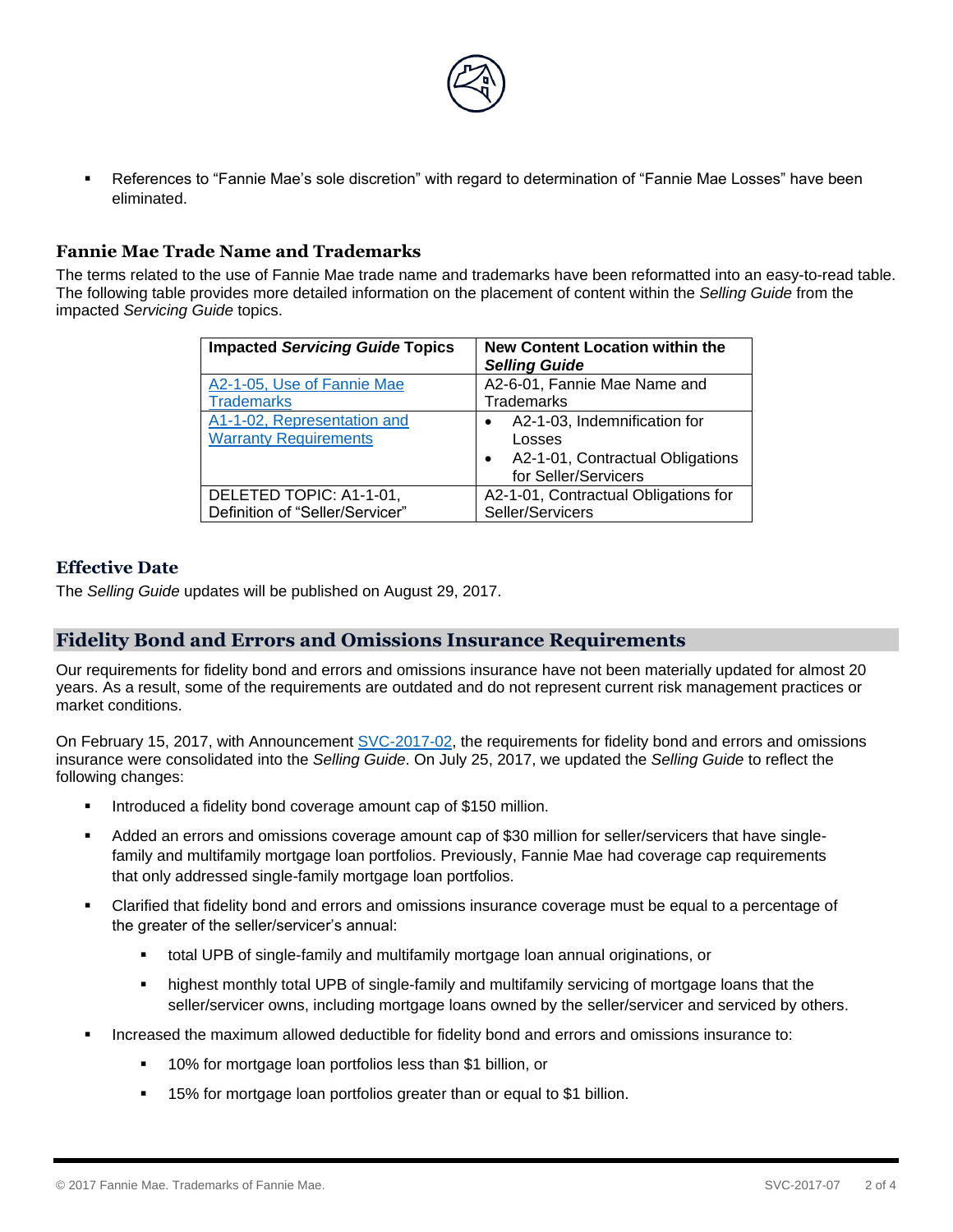- References to "Fannie Mae's sole discretion" with regard to determination of "Fannie Mae Losses" have been eliminated.

### Fannie Mae Trade Name and Trademarks

The terms related to the use of Fannie Mae trade name and trademarks have been reformatted into an easy-to-read table. The following table provides more detailed information on the placement of content within the *Selling Guide* from the impacted *Servicing Guide* topics.

| Impacted *Servicing Guide* Topics | New Content Location within the *Selling Guide* |
| --- | --- |
| A2-1-05, Use of Fannie Mae Trademarks | A2-6-01, Fannie Mae Name and Trademarks |
| A1-1-02, Representation and Warranty Requirements | • A2-1-03, Indemnification for Losses<br>• A2-1-01, Contractual Obligations for Seller/Servicers |
| DELETED TOPIC: A1-1-01, Definition of "Seller/Servicer" | A2-1-01, Contractual Obligations for Seller/Servicers |

### Effective Date

The *Selling Guide* updates will be published on August 29, 2017.

## Fidelity Bond and Errors and Omissions Insurance Requirements

Our requirements for fidelity bond and errors and omissions insurance have not been materially updated for almost 20 years. As a result, some of the requirements are outdated and do not represent current risk management practices or market conditions.

On February 15, 2017, with Announcement SVC-2017-02, the requirements for fidelity bond and errors and omissions insurance were consolidated into the *Selling Guide*. On July 25, 2017, we updated the *Selling Guide* to reflect the following changes:

- Introduced a fidelity bond coverage amount cap of $150 million.
- Added an errors and omissions coverage amount cap of $30 million for seller/servicers that have single-family and multifamily mortgage loan portfolios. Previously, Fannie Mae had coverage cap requirements that only addressed single-family mortgage loan portfolios.
- Clarified that fidelity bond and errors and omissions insurance coverage must be equal to a percentage of the greater of the seller/servicer's annual:
  - total UPB of single-family and multifamily mortgage loan annual originations, or
  - highest monthly total UPB of single-family and multifamily servicing of mortgage loans that the seller/servicer owns, including mortgage loans owned by the seller/servicer and serviced by others.
- Increased the maximum allowed deductible for fidelity bond and errors and omissions insurance to:
  - 10% for mortgage loan portfolios less than $1 billion, or
  - 15% for mortgage loan portfolios greater than or equal to $1 billion.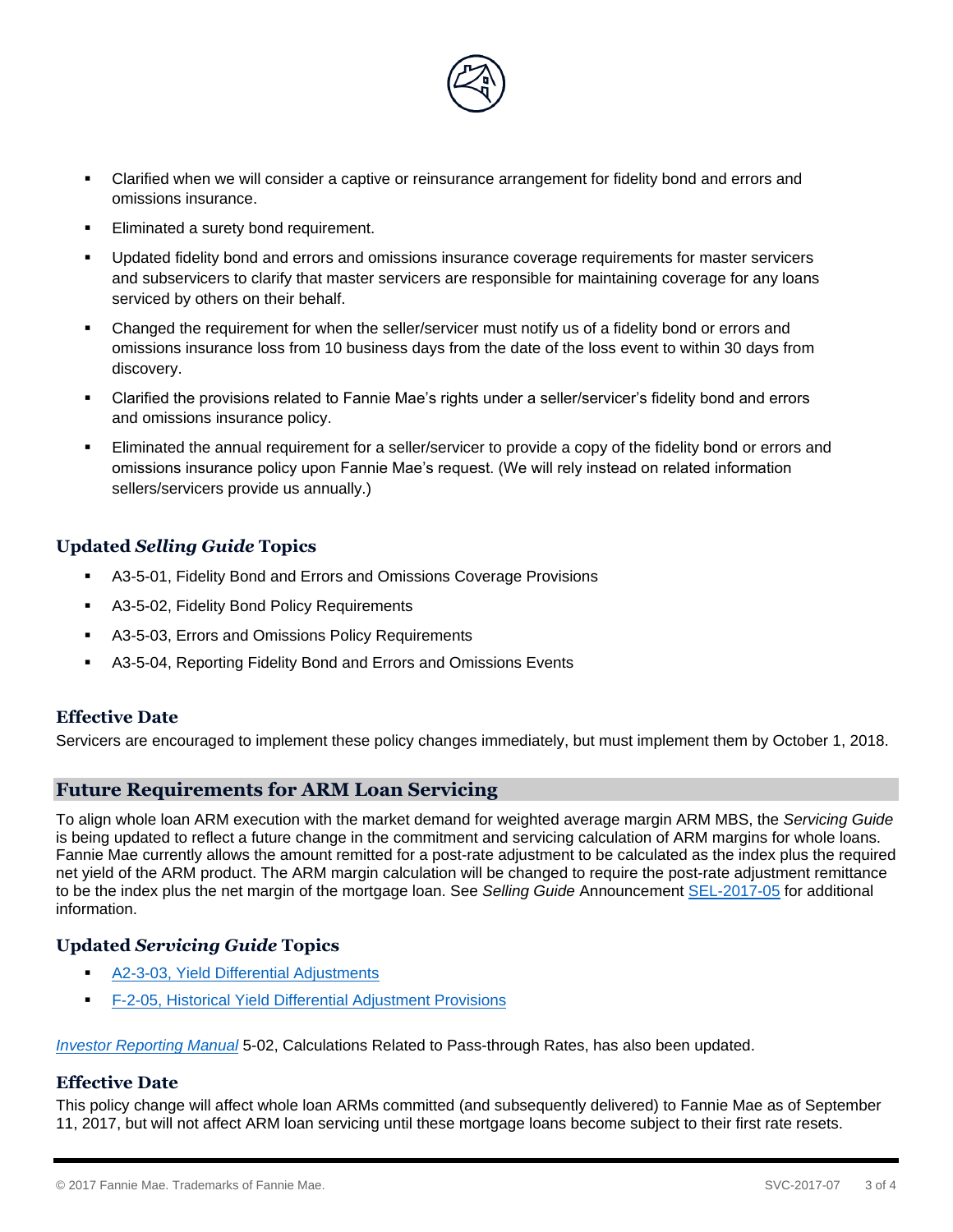- Clarified when we will consider a captive or reinsurance arrangement for fidelity bond and errors and omissions insurance.
- Eliminated a surety bond requirement.
- Updated fidelity bond and errors and omissions insurance coverage requirements for master servicers and subservicers to clarify that master servicers are responsible for maintaining coverage for any loans serviced by others on their behalf.
- Changed the requirement for when the seller/servicer must notify us of a fidelity bond or errors and omissions insurance loss from 10 business days from the date of the loss event to within 30 days from discovery.
- Clarified the provisions related to Fannie Mae's rights under a seller/servicer's fidelity bond and errors and omissions insurance policy.
- Eliminated the annual requirement for a seller/servicer to provide a copy of the fidelity bond or errors and omissions insurance policy upon Fannie Mae's request. (We will rely instead on related information sellers/servicers provide us annually.)

### Updated *Selling Guide* Topics

- A3-5-01, Fidelity Bond and Errors and Omissions Coverage Provisions
- A3-5-02, Fidelity Bond Policy Requirements
- A3-5-03, Errors and Omissions Policy Requirements
- A3-5-04, Reporting Fidelity Bond and Errors and Omissions Events

### Effective Date

Servicers are encouraged to implement these policy changes immediately, but must implement them by October 1, 2018.

## Future Requirements for ARM Loan Servicing

To align whole loan ARM execution with the market demand for weighted average margin ARM MBS, the *Servicing Guide* is being updated to reflect a future change in the commitment and servicing calculation of ARM margins for whole loans. Fannie Mae currently allows the amount remitted for a post-rate adjustment to be calculated as the index plus the required net yield of the ARM product. The ARM margin calculation will be changed to require the post-rate adjustment remittance to be the index plus the net margin of the mortgage loan. See *Selling Guide* Announcement SEL-2017-05 for additional information.

### Updated *Servicing Guide* Topics

- A2-3-03, Yield Differential Adjustments
- F-2-05, Historical Yield Differential Adjustment Provisions

*Investor Reporting Manual* 5-02, Calculations Related to Pass-through Rates, has also been updated.

### Effective Date

This policy change will affect whole loan ARMs committed (and subsequently delivered) to Fannie Mae as of September 11, 2017, but will not affect ARM loan servicing until these mortgage loans become subject to their first rate resets.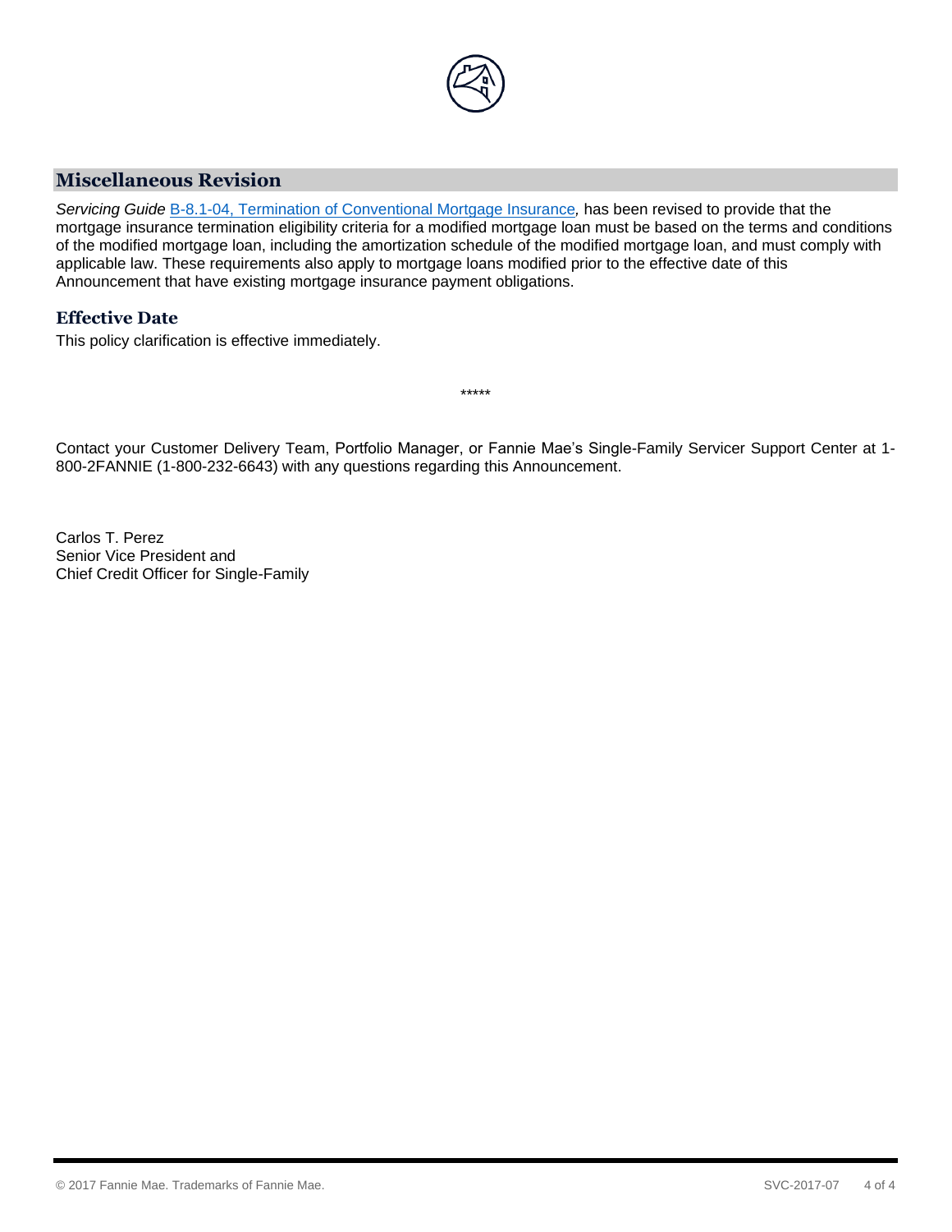## Miscellaneous Revision

*Servicing Guide* B-8.1-04, Termination of Conventional Mortgage Insurance*,* has been revised to provide that the mortgage insurance termination eligibility criteria for a modified mortgage loan must be based on the terms and conditions of the modified mortgage loan, including the amortization schedule of the modified mortgage loan, and must comply with applicable law. These requirements also apply to mortgage loans modified prior to the effective date of this Announcement that have existing mortgage insurance payment obligations.

### Effective Date

This policy clarification is effective immediately.

*****

Contact your Customer Delivery Team, Portfolio Manager, or Fannie Mae's Single-Family Servicer Support Center at 1-800-2FANNIE (1-800-232-6643) with any questions regarding this Announcement.

Carlos T. Perez
Senior Vice President and
Chief Credit Officer for Single-Family